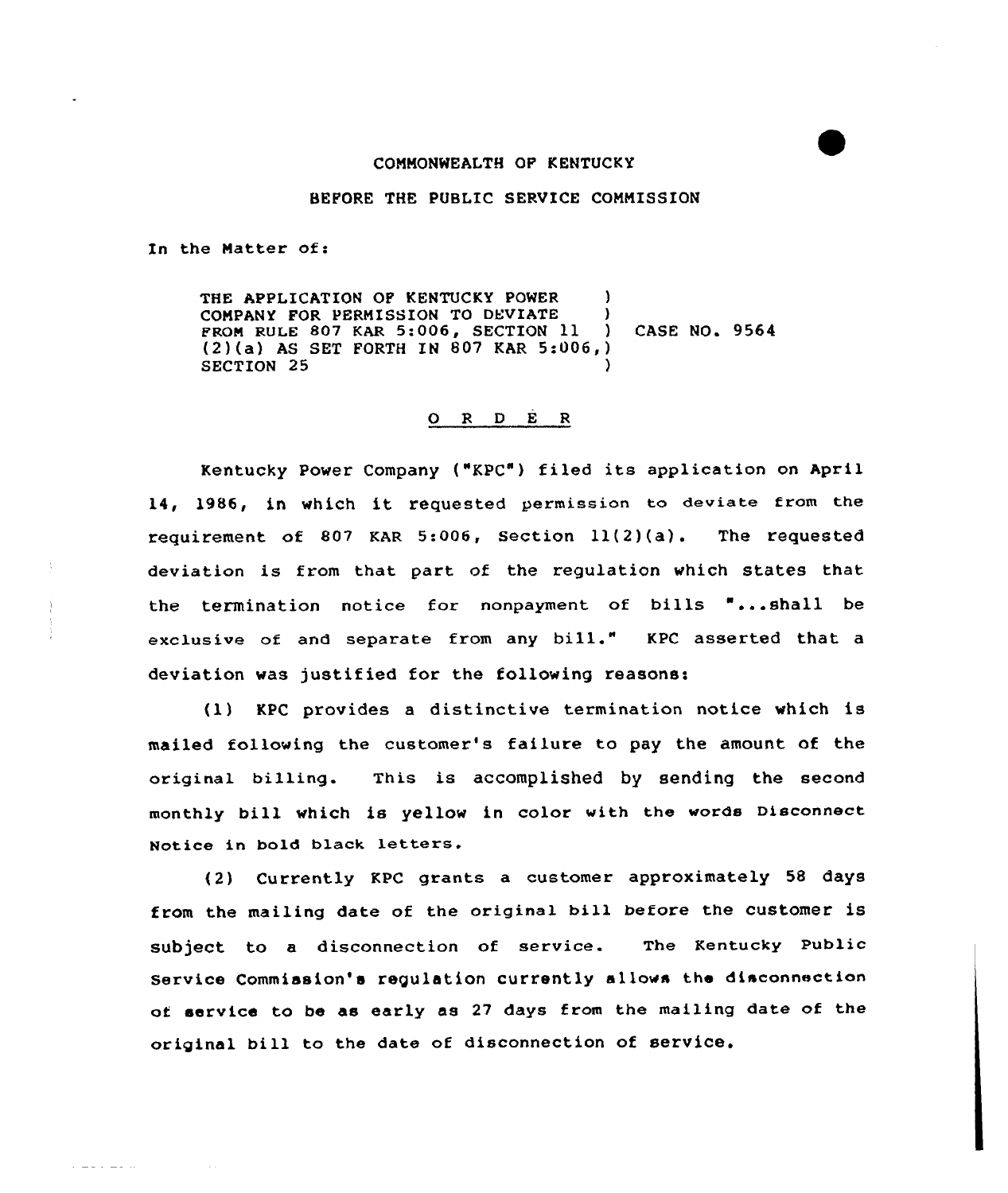COMMONWEALTH OF KENTUCKY

BEFORE THE PUBLIC SERVICE COMMISSION

In the Matter of:

THE APPLICATION OF KENTUCKY POWER COMPANY FOR PERMISSION TO DEVIATE FROM RULE 807 KAR 5:006, SECTION 11 (2)(a) AS SET FORTH IN 807 KAR 5:006, SECTION 25 ) CASE NO. 9564

O R D E R

Kentucky Power Company ("KPC") filed its application on April 14, 1986, in which it requested permission to deviate from the requirement of 807 KAR 5:006, Section 11(2)(a). The requested deviation is from that part of the regulation which states that the termination notice for nonpayment of bills "...shall be exclusive of and separate from any bill." KPC asserted that a deviation was justified for the following reasons:

(1) KPC provides a distinctive termination notice which is mailed following the customer's failure to pay the amount of the original billing. This is accomplished by sending the second monthly bill which is yellow in color with the words Disconnect Notice in bold black letters.

(2) Currently KPC grants a customer approximately 58 days from the mailing date of the original bill before the customer is subject to a disconnection of service. The Kentucky Public Service Commission's regulation currently allows the disconnection of service to be as early as 27 days from the mailing date of the original bill to the date of disconnection of service.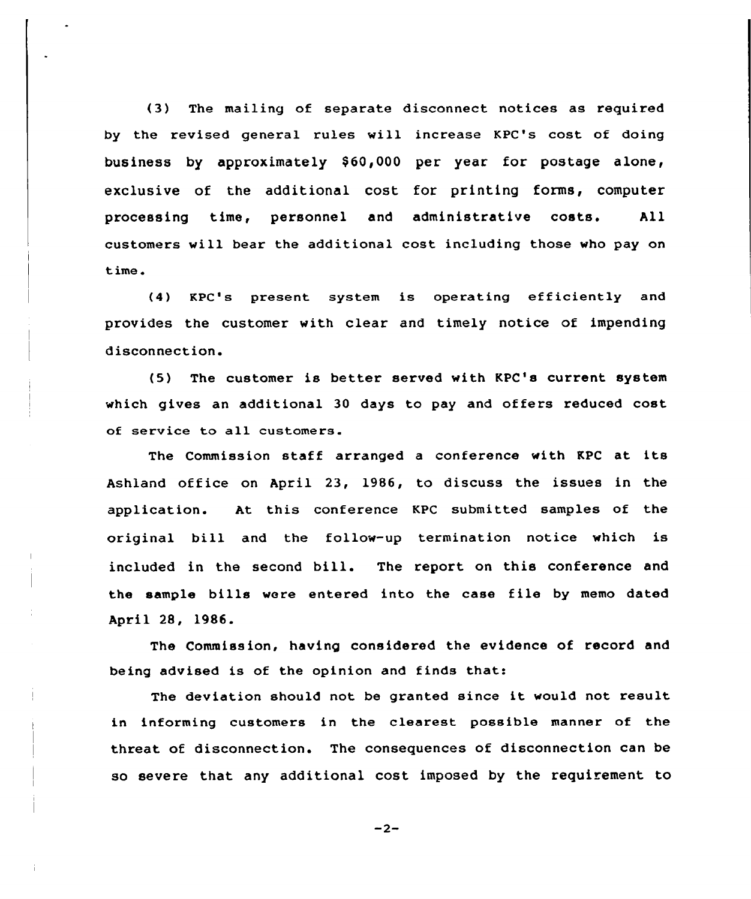(3) The mailing of separate disconnect notices as required by the revised general rules will increase KPC's cost of doing business by approximately $60,000 per year for postage alone, exclusive of the additional cost for printing forms, computer processing time, personnel and administrative costs. All customers will bear the additional cost including those who pay on time.

(4) KPC's present system is operating efficiently and provides the customer with clear and timely notice of impending disconnection.

(5) The customer is better served with KPC's current system which gives an additional 30 days to pay and offers reduced cost of service to all customers.

The Commission staff arranged a conference with KPC at its Ashland office on April 23, 1986, to discuss the issues in the application. At this conference KPC submitted samples of the original bill and the follow-up termination notice which is included in the second bill. The report on this conference and the sample bills were entered into the case file by memo dated April 28, 1986.

The Commission, having considered the evidence of record and being advised is of the opinion and finds that:

The deviation should not be granted since it would not result in informing customers in the clearest possible manner of the threat of disconnection. The consequences of disconnection can be so severe that any additional cost imposed by the requirement to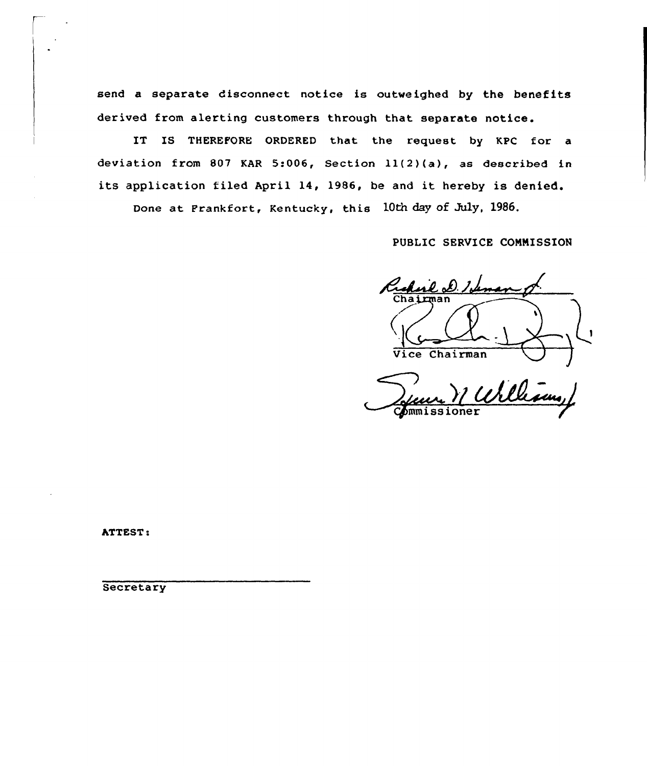send a separate disconnect notice is outweighed by the benefits derived from alerting customers through that separate notice.

IT IS THEREFORE ORDERED that the request by KPC for a deviation from 807 KAR 5:006, Section 11(2)(a), as described in its application filed April 14, 1986, be and it hereby is denied.

Done at Frankfort, Kentucky, this 10th day of July, 1986.

PUBLIC SERVICE COMMISSION

Chairman

Vice Chairman

Commissioner

ATTEST:

Secretary